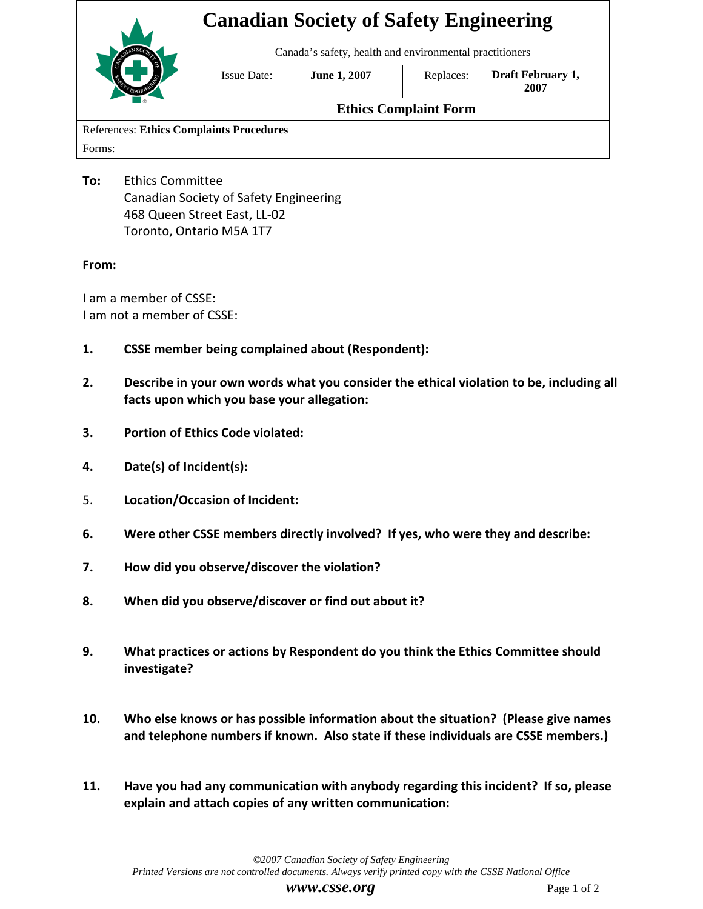# Canadian Society of Safety Engineering

Canada's safety, health and environmental practitioners

| Issue Date: | June 1, 2007 | Replaces: | Draft February 1, 2007 |
|---|---|---|---|

## Ethics Complaint Form

References: **Ethics Complaints Procedures**

Forms:

**To:** Ethics Committee
Canadian Society of Safety Engineering
468 Queen Street East, LL-02
Toronto, Ontario M5A 1T7

**From:**

I am a member of CSSE:
I am not a member of CSSE:

1. **CSSE member being complained about (Respondent):**

2. **Describe in your own words what you consider the ethical violation to be, including all facts upon which you base your allegation:**

3. **Portion of Ethics Code violated:**

4. **Date(s) of Incident(s):**

5. **Location/Occasion of Incident:**

6. **Were other CSSE members directly involved? If yes, who were they and describe:**

7. **How did you observe/discover the violation?**

8. **When did you observe/discover or find out about it?**

9. **What practices or actions by Respondent do you think the Ethics Committee should investigate?**

10. **Who else knows or has possible information about the situation? (Please give names and telephone numbers if known. Also state if these individuals are CSSE members.)**

11. **Have you had any communication with anybody regarding this incident? If so, please explain and attach copies of any written communication:**

*©2007 Canadian Society of Safety Engineering*
*Printed Versions are not controlled documents. Always verify printed copy with the CSSE National Office*
***www.csse.org***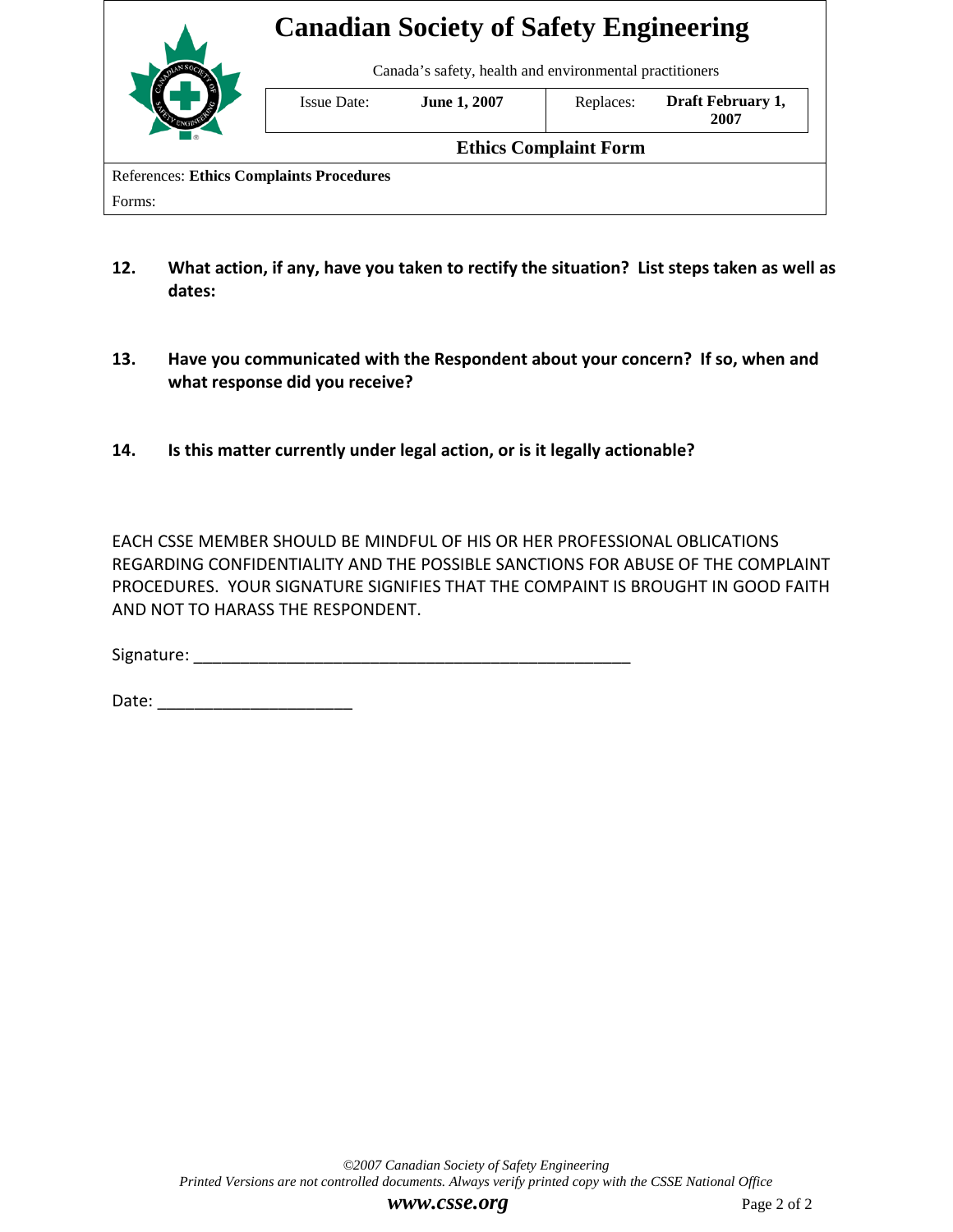# Canadian Society of Safety Engineering

Canada's safety, health and environmental practitioners

| Issue Date: | June 1, 2007 | Replaces: | Draft February 1, 2007 |
|---|---|---|---|

## Ethics Complaint Form

References: **Ethics Complaints Procedures**

Forms:

**12. What action, if any, have you taken to rectify the situation? List steps taken as well as dates:**

**13. Have you communicated with the Respondent about your concern? If so, when and what response did you receive?**

**14. Is this matter currently under legal action, or is it legally actionable?**

EACH CSSE MEMBER SHOULD BE MINDFUL OF HIS OR HER PROFESSIONAL OBLICATIONS REGARDING CONFIDENTIALITY AND THE POSSIBLE SANCTIONS FOR ABUSE OF THE COMPLAINT PROCEDURES. YOUR SIGNATURE SIGNIFIES THAT THE COMPAINT IS BROUGHT IN GOOD FAITH AND NOT TO HARASS THE RESPONDENT.

Signature: ________________________________________________

Date: _____________________

*©2007 Canadian Society of Safety Engineering*
*Printed Versions are not controlled documents. Always verify printed copy with the CSSE National Office*
***www.csse.org***